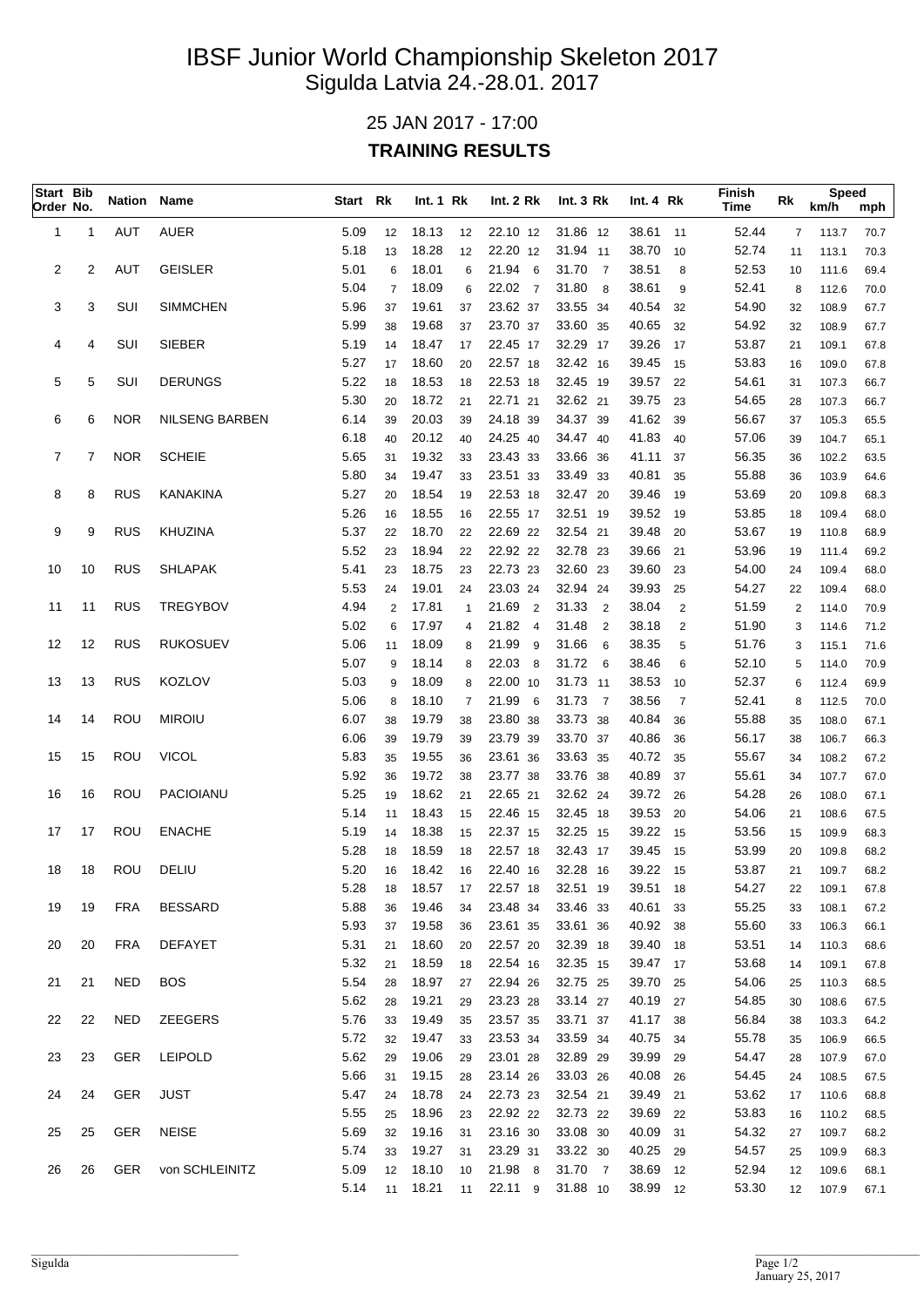# IBSF Junior World Championship Skeleton 2017

Sigulda Latvia 24.-28.01. 2017

25 JAN 2017 - 17:00

**TRAINING RESULTS**

| Start Order | Bib No. | Nation | Name | Start | Rk | Int. 1 | Rk | Int. 2 | Rk | Int. 3 | Rk | Int. 4 | Rk | Finish Time | Rk | Speed km/h | Speed mph |
|---|---|---|---|---|---|---|---|---|---|---|---|---|---|---|---|---|---|
| 1 | 1 | AUT | AUER | 5.09 | 12 | 18.13 | 12 | 22.10 | 12 | 31.86 | 12 | 38.61 | 11 | 52.44 | 7 | 113.7 | 70.7 |
| | | | | 5.18 | 13 | 18.28 | 12 | 22.20 | 12 | 31.94 | 11 | 38.70 | 10 | 52.74 | 11 | 113.1 | 70.3 |
| 2 | 2 | AUT | GEISLER | 5.01 | 6 | 18.01 | 6 | 21.94 | 6 | 31.70 | 7 | 38.51 | 8 | 52.53 | 10 | 111.6 | 69.4 |
| | | | | 5.04 | 7 | 18.09 | 6 | 22.02 | 7 | 31.80 | 8 | 38.61 | 9 | 52.41 | 8 | 112.6 | 70.0 |
| 3 | 3 | SUI | SIMMCHEN | 5.96 | 37 | 19.61 | 37 | 23.62 | 37 | 33.55 | 34 | 40.54 | 32 | 54.90 | 32 | 108.9 | 67.7 |
| | | | | 5.99 | 38 | 19.68 | 37 | 23.70 | 37 | 33.60 | 35 | 40.65 | 32 | 54.92 | 32 | 108.9 | 67.7 |
| 4 | 4 | SUI | SIEBER | 5.19 | 14 | 18.47 | 17 | 22.45 | 17 | 32.29 | 17 | 39.26 | 17 | 53.87 | 21 | 109.1 | 67.8 |
| | | | | 5.27 | 17 | 18.60 | 20 | 22.57 | 18 | 32.42 | 16 | 39.45 | 15 | 53.83 | 16 | 109.0 | 67.8 |
| 5 | 5 | SUI | DERUNGS | 5.22 | 18 | 18.53 | 18 | 22.53 | 18 | 32.45 | 19 | 39.57 | 22 | 54.61 | 31 | 107.3 | 66.7 |
| | | | | 5.30 | 20 | 18.72 | 21 | 22.71 | 21 | 32.62 | 21 | 39.75 | 23 | 54.65 | 28 | 107.3 | 66.7 |
| 6 | 6 | NOR | NILSENG BARBEN | 6.14 | 39 | 20.03 | 39 | 24.18 | 39 | 34.37 | 39 | 41.62 | 39 | 56.67 | 37 | 105.3 | 65.5 |
| | | | | 6.18 | 40 | 20.12 | 40 | 24.25 | 40 | 34.47 | 40 | 41.83 | 40 | 57.06 | 39 | 104.7 | 65.1 |
| 7 | 7 | NOR | SCHEIE | 5.65 | 31 | 19.32 | 33 | 23.43 | 33 | 33.66 | 36 | 41.11 | 37 | 56.35 | 36 | 102.2 | 63.5 |
| | | | | 5.80 | 34 | 19.47 | 33 | 23.51 | 33 | 33.49 | 33 | 40.81 | 35 | 55.88 | 36 | 103.9 | 64.6 |
| 8 | 8 | RUS | KANAKINA | 5.27 | 20 | 18.54 | 19 | 22.53 | 18 | 32.47 | 20 | 39.46 | 19 | 53.69 | 20 | 109.8 | 68.3 |
| | | | | 5.26 | 16 | 18.55 | 16 | 22.55 | 17 | 32.51 | 19 | 39.52 | 19 | 53.85 | 18 | 109.4 | 68.0 |
| 9 | 9 | RUS | KHUZINA | 5.37 | 22 | 18.70 | 22 | 22.69 | 22 | 32.54 | 21 | 39.48 | 20 | 53.67 | 19 | 110.8 | 68.9 |
| | | | | 5.52 | 23 | 18.94 | 22 | 22.92 | 22 | 32.78 | 23 | 39.66 | 21 | 53.96 | 19 | 111.4 | 69.2 |
| 10 | 10 | RUS | SHLAPAK | 5.41 | 23 | 18.75 | 23 | 22.73 | 23 | 32.60 | 23 | 39.60 | 23 | 54.00 | 24 | 109.4 | 68.0 |
| | | | | 5.53 | 24 | 19.01 | 24 | 23.03 | 24 | 32.94 | 24 | 39.93 | 25 | 54.27 | 22 | 109.4 | 68.0 |
| 11 | 11 | RUS | TREGYBOV | 4.94 | 2 | 17.81 | 1 | 21.69 | 2 | 31.33 | 2 | 38.04 | 2 | 51.59 | 2 | 114.0 | 70.9 |
| | | | | 5.02 | 6 | 17.97 | 4 | 21.82 | 4 | 31.48 | 2 | 38.18 | 2 | 51.90 | 3 | 114.6 | 71.2 |
| 12 | 12 | RUS | RUKOSUEV | 5.06 | 11 | 18.09 | 8 | 21.99 | 9 | 31.66 | 6 | 38.35 | 5 | 51.76 | 3 | 115.1 | 71.6 |
| | | | | 5.07 | 9 | 18.14 | 8 | 22.03 | 8 | 31.72 | 6 | 38.46 | 6 | 52.10 | 5 | 114.0 | 70.9 |
| 13 | 13 | RUS | KOZLOV | 5.03 | 9 | 18.09 | 8 | 22.00 | 10 | 31.73 | 11 | 38.53 | 10 | 52.37 | 6 | 112.4 | 69.9 |
| | | | | 5.06 | 8 | 18.10 | 7 | 21.99 | 6 | 31.73 | 7 | 38.56 | 7 | 52.41 | 8 | 112.5 | 70.0 |
| 14 | 14 | ROU | MIROIU | 6.07 | 38 | 19.79 | 38 | 23.80 | 38 | 33.73 | 38 | 40.84 | 36 | 55.88 | 35 | 108.0 | 67.1 |
| | | | | 6.06 | 39 | 19.79 | 39 | 23.79 | 39 | 33.70 | 37 | 40.86 | 36 | 56.17 | 38 | 106.7 | 66.3 |
| 15 | 15 | ROU | VICOL | 5.83 | 35 | 19.55 | 36 | 23.61 | 36 | 33.63 | 35 | 40.72 | 35 | 55.67 | 34 | 108.2 | 67.2 |
| | | | | 5.92 | 36 | 19.72 | 38 | 23.77 | 38 | 33.76 | 38 | 40.89 | 37 | 55.61 | 34 | 107.7 | 67.0 |
| 16 | 16 | ROU | PACIOIANU | 5.25 | 19 | 18.62 | 21 | 22.65 | 21 | 32.62 | 24 | 39.72 | 26 | 54.28 | 26 | 108.0 | 67.1 |
| | | | | 5.14 | 11 | 18.43 | 15 | 22.46 | 15 | 32.45 | 18 | 39.53 | 20 | 54.06 | 21 | 108.6 | 67.5 |
| 17 | 17 | ROU | ENACHE | 5.19 | 14 | 18.38 | 15 | 22.37 | 15 | 32.25 | 15 | 39.22 | 15 | 53.56 | 15 | 109.9 | 68.3 |
| | | | | 5.28 | 18 | 18.59 | 18 | 22.57 | 18 | 32.43 | 17 | 39.45 | 15 | 53.99 | 20 | 109.8 | 68.2 |
| 18 | 18 | ROU | DELIU | 5.20 | 16 | 18.42 | 16 | 22.40 | 16 | 32.28 | 16 | 39.22 | 15 | 53.87 | 21 | 109.7 | 68.2 |
| | | | | 5.28 | 18 | 18.57 | 17 | 22.57 | 18 | 32.51 | 19 | 39.51 | 18 | 54.27 | 22 | 109.1 | 67.8 |
| 19 | 19 | FRA | BESSARD | 5.88 | 36 | 19.46 | 34 | 23.48 | 34 | 33.46 | 33 | 40.61 | 33 | 55.25 | 33 | 108.1 | 67.2 |
| | | | | 5.93 | 37 | 19.58 | 36 | 23.61 | 35 | 33.61 | 36 | 40.92 | 38 | 55.60 | 33 | 106.3 | 66.1 |
| 20 | 20 | FRA | DEFAYET | 5.31 | 21 | 18.60 | 20 | 22.57 | 20 | 32.39 | 18 | 39.40 | 18 | 53.51 | 14 | 110.3 | 68.6 |
| | | | | 5.32 | 21 | 18.59 | 18 | 22.54 | 16 | 32.35 | 15 | 39.47 | 17 | 53.68 | 14 | 109.1 | 67.8 |
| 21 | 21 | NED | BOS | 5.54 | 28 | 18.97 | 27 | 22.94 | 26 | 32.75 | 25 | 39.70 | 25 | 54.06 | 25 | 110.3 | 68.5 |
| | | | | 5.62 | 28 | 19.21 | 29 | 23.23 | 28 | 33.14 | 27 | 40.19 | 27 | 54.85 | 30 | 108.6 | 67.5 |
| 22 | 22 | NED | ZEEGERS | 5.76 | 33 | 19.49 | 35 | 23.57 | 35 | 33.71 | 37 | 41.17 | 38 | 56.84 | 38 | 103.3 | 64.2 |
| | | | | 5.72 | 32 | 19.47 | 33 | 23.53 | 34 | 33.59 | 34 | 40.75 | 34 | 55.78 | 35 | 106.9 | 66.5 |
| 23 | 23 | GER | LEIPOLD | 5.62 | 29 | 19.06 | 29 | 23.01 | 28 | 32.89 | 29 | 39.99 | 29 | 54.47 | 28 | 107.9 | 67.0 |
| | | | | 5.66 | 31 | 19.15 | 28 | 23.14 | 26 | 33.03 | 26 | 40.08 | 26 | 54.45 | 24 | 108.5 | 67.5 |
| 24 | 24 | GER | JUST | 5.47 | 24 | 18.78 | 24 | 22.73 | 23 | 32.54 | 21 | 39.49 | 21 | 53.62 | 17 | 110.6 | 68.8 |
| | | | | 5.55 | 25 | 18.96 | 23 | 22.92 | 22 | 32.73 | 22 | 39.69 | 22 | 53.83 | 16 | 110.2 | 68.5 |
| 25 | 25 | GER | NEISE | 5.69 | 32 | 19.16 | 31 | 23.16 | 30 | 33.08 | 30 | 40.09 | 31 | 54.32 | 27 | 109.7 | 68.2 |
| | | | | 5.74 | 33 | 19.27 | 31 | 23.29 | 31 | 33.22 | 30 | 40.25 | 29 | 54.57 | 25 | 109.9 | 68.3 |
| 26 | 26 | GER | von SCHLEINITZ | 5.09 | 12 | 18.10 | 10 | 21.98 | 8 | 31.70 | 7 | 38.69 | 12 | 52.94 | 12 | 109.6 | 68.1 |
| | | | | 5.14 | 11 | 18.21 | 11 | 22.11 | 9 | 31.88 | 10 | 38.99 | 12 | 53.30 | 12 | 107.9 | 67.1 |

Sigulda

January 25, 2017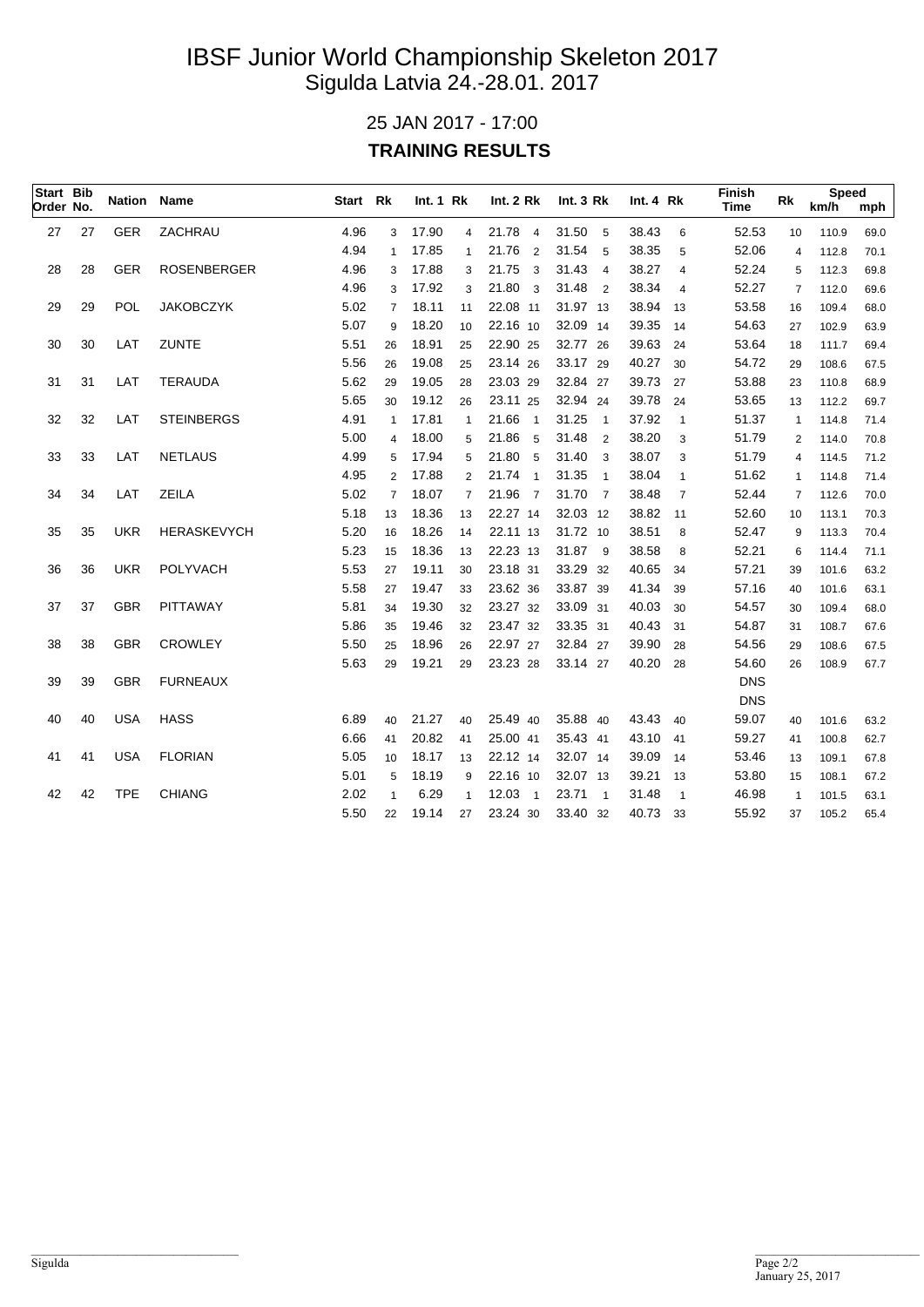# IBSF Junior World Championship Skeleton 2017

Sigulda Latvia 24.-28.01. 2017

25 JAN 2017 - 17:00

**TRAINING RESULTS**

| Start Order | Bib No. | Nation | Name | Start | Rk | Int. 1 | Rk | Int. 2 | Rk | Int. 3 | Rk | Int. 4 | Rk | Finish Time | Rk | Speed km/h | Speed mph |
|---|---|---|---|---|---|---|---|---|---|---|---|---|---|---|---|---|---|
| 27 | 27 | GER | ZACHRAU | 4.96 | 3 | 17.90 | 4 | 21.78 | 4 | 31.50 | 5 | 38.43 | 6 | 52.53 | 10 | 110.9 | 69.0 |
| | | | | 4.94 | 1 | 17.85 | 1 | 21.76 | 2 | 31.54 | 5 | 38.35 | 5 | 52.06 | 4 | 112.8 | 70.1 |
| 28 | 28 | GER | ROSENBERGER | 4.96 | 3 | 17.88 | 3 | 21.75 | 3 | 31.43 | 4 | 38.27 | 4 | 52.24 | 5 | 112.3 | 69.8 |
| | | | | 4.96 | 3 | 17.92 | 3 | 21.80 | 3 | 31.48 | 2 | 38.34 | 4 | 52.27 | 7 | 112.0 | 69.6 |
| 29 | 29 | POL | JAKOBCZYK | 5.02 | 7 | 18.11 | 11 | 22.08 | 11 | 31.97 | 13 | 38.94 | 13 | 53.58 | 16 | 109.4 | 68.0 |
| | | | | 5.07 | 9 | 18.20 | 10 | 22.16 | 10 | 32.09 | 14 | 39.35 | 14 | 54.63 | 27 | 102.9 | 63.9 |
| 30 | 30 | LAT | ZUNTE | 5.51 | 26 | 18.91 | 25 | 22.90 | 25 | 32.77 | 26 | 39.63 | 24 | 53.64 | 18 | 111.7 | 69.4 |
| | | | | 5.56 | 26 | 19.08 | 25 | 23.14 | 26 | 33.17 | 29 | 40.27 | 30 | 54.72 | 29 | 108.6 | 67.5 |
| 31 | 31 | LAT | TERAUDA | 5.62 | 29 | 19.05 | 28 | 23.03 | 29 | 32.84 | 27 | 39.73 | 27 | 53.88 | 23 | 110.8 | 68.9 |
| | | | | 5.65 | 30 | 19.12 | 26 | 23.11 | 25 | 32.94 | 24 | 39.78 | 24 | 53.65 | 13 | 112.2 | 69.7 |
| 32 | 32 | LAT | STEINBERGS | 4.91 | 1 | 17.81 | 1 | 21.66 | 1 | 31.25 | 1 | 37.92 | 1 | 51.37 | 1 | 114.8 | 71.4 |
| | | | | 5.00 | 4 | 18.00 | 5 | 21.86 | 5 | 31.48 | 2 | 38.20 | 3 | 51.79 | 2 | 114.0 | 70.8 |
| 33 | 33 | LAT | NETLAUS | 4.99 | 5 | 17.94 | 5 | 21.80 | 5 | 31.40 | 3 | 38.07 | 3 | 51.79 | 4 | 114.5 | 71.2 |
| | | | | 4.95 | 2 | 17.88 | 2 | 21.74 | 1 | 31.35 | 1 | 38.04 | 1 | 51.62 | 1 | 114.8 | 71.4 |
| 34 | 34 | LAT | ZEILA | 5.02 | 7 | 18.07 | 7 | 21.96 | 7 | 31.70 | 7 | 38.48 | 7 | 52.44 | 7 | 112.6 | 70.0 |
| | | | | 5.18 | 13 | 18.36 | 13 | 22.27 | 14 | 32.03 | 12 | 38.82 | 11 | 52.60 | 10 | 113.1 | 70.3 |
| 35 | 35 | UKR | HERASKEVYCH | 5.20 | 16 | 18.26 | 14 | 22.11 | 13 | 31.72 | 10 | 38.51 | 8 | 52.47 | 9 | 113.3 | 70.4 |
| | | | | 5.23 | 15 | 18.36 | 13 | 22.23 | 13 | 31.87 | 9 | 38.58 | 8 | 52.21 | 6 | 114.4 | 71.1 |
| 36 | 36 | UKR | POLYVACH | 5.53 | 27 | 19.11 | 30 | 23.18 | 31 | 33.29 | 32 | 40.65 | 34 | 57.21 | 39 | 101.6 | 63.2 |
| | | | | 5.58 | 27 | 19.47 | 33 | 23.62 | 36 | 33.87 | 39 | 41.34 | 39 | 57.16 | 40 | 101.6 | 63.1 |
| 37 | 37 | GBR | PITTAWAY | 5.81 | 34 | 19.30 | 32 | 23.27 | 32 | 33.09 | 31 | 40.03 | 30 | 54.57 | 30 | 109.4 | 68.0 |
| | | | | 5.86 | 35 | 19.46 | 32 | 23.47 | 32 | 33.35 | 31 | 40.43 | 31 | 54.87 | 31 | 108.7 | 67.6 |
| 38 | 38 | GBR | CROWLEY | 5.50 | 25 | 18.96 | 26 | 22.97 | 27 | 32.84 | 27 | 39.90 | 28 | 54.56 | 29 | 108.6 | 67.5 |
| | | | | 5.63 | 29 | 19.21 | 29 | 23.23 | 28 | 33.14 | 27 | 40.20 | 28 | 54.60 | 26 | 108.9 | 67.7 |
| 39 | 39 | GBR | FURNEAUX | | | | | | | | | | | DNS | | | |
| | | | | | | | | | | | | | | DNS | | | |
| 40 | 40 | USA | HASS | 6.89 | 40 | 21.27 | 40 | 25.49 | 40 | 35.88 | 40 | 43.43 | 40 | 59.07 | 40 | 101.6 | 63.2 |
| | | | | 6.66 | 41 | 20.82 | 41 | 25.00 | 41 | 35.43 | 41 | 43.10 | 41 | 59.27 | 41 | 100.8 | 62.7 |
| 41 | 41 | USA | FLORIAN | 5.05 | 10 | 18.17 | 13 | 22.12 | 14 | 32.07 | 14 | 39.09 | 14 | 53.46 | 13 | 109.1 | 67.8 |
| | | | | 5.01 | 5 | 18.19 | 9 | 22.16 | 10 | 32.07 | 13 | 39.21 | 13 | 53.80 | 15 | 108.1 | 67.2 |
| 42 | 42 | TPE | CHIANG | 2.02 | 1 | 6.29 | 1 | 12.03 | 1 | 23.71 | 1 | 31.48 | 1 | 46.98 | 1 | 101.5 | 63.1 |
| | | | | 5.50 | 22 | 19.14 | 27 | 23.24 | 30 | 33.40 | 32 | 40.73 | 33 | 55.92 | 37 | 105.2 | 65.4 |

Sigulda

January 25, 2017